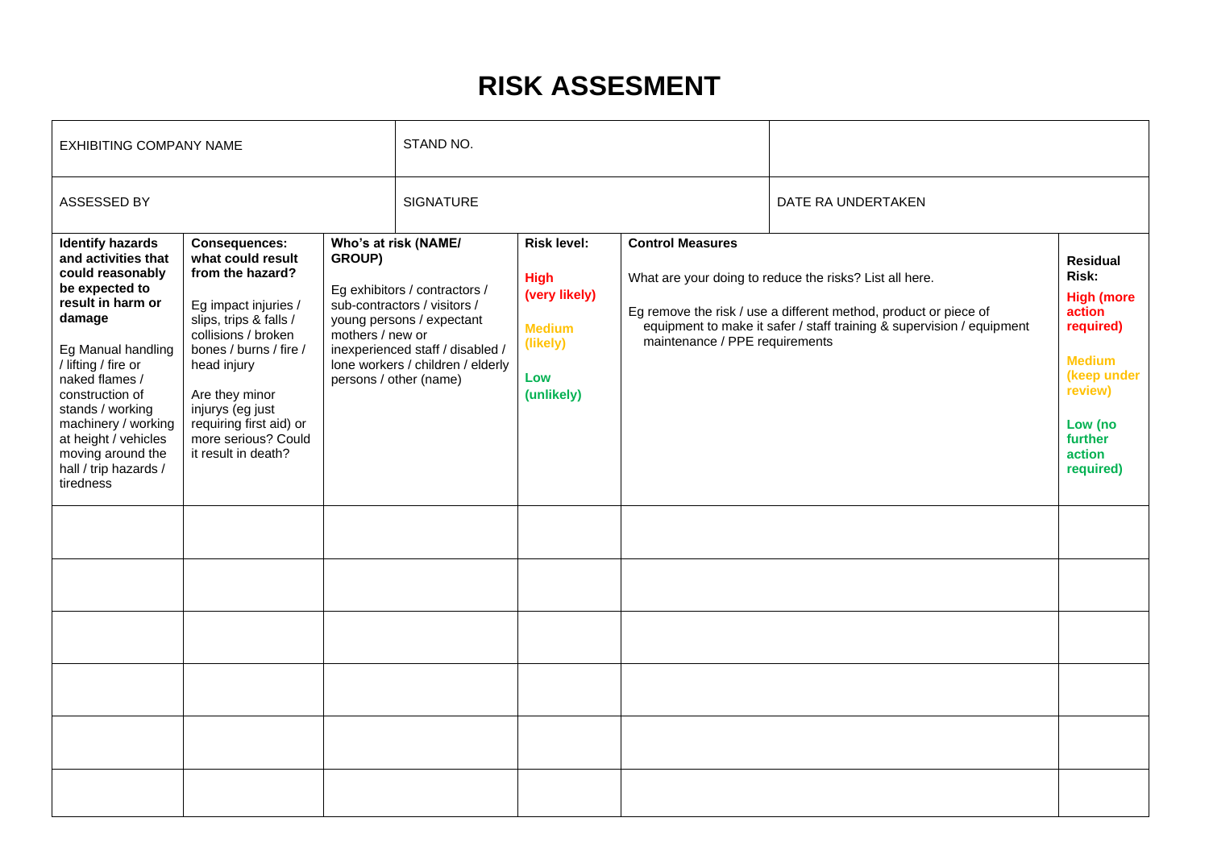# RISK ASSESMENT

| EXHIBITING COMPANY NAME | STAND NO. | |
|---|---|---|
| ASSESSED BY | SIGNATURE | DATE RA UNDERTAKEN |

| **Identify hazards and activities that could reasonably be expected to result in harm or damage**<br><br>Eg Manual handling / lifting / fire or naked flames / construction of stands / working machinery / working at height / vehicles moving around the hall / trip hazards / tiredness | **Consequences: what could result from the hazard?**<br><br>Eg impact injuries / slips, trips & falls / collisions / broken bones / burns / fire / head injury<br><br>Are they minor injurys (eg just requiring first aid) or more serious? Could it result in death? | **Who's at risk (NAME/ GROUP)**<br><br>Eg exhibitors / contractors / sub-contractors / visitors / young persons / expectant mothers / new or inexperienced staff / disabled / lone workers / children / elderly persons / other (name) | **Risk level:**<br><br>**High (very likely)**<br><br>**Medium (likely)**<br><br>**Low (unlikely)** | **Control Measures**<br><br>What are your doing to reduce the risks? List all here.<br><br>Eg remove the risk / use a different method, product or piece of equipment to make it safer / staff training & supervision / equipment maintenance / PPE requirements | **Residual Risk:**<br><br>**High (more action required)**<br><br>**Medium (keep under review)**<br><br>**Low (no further action required)** |
|---|---|---|---|---|---|
| | | | | | |
| | | | | | |
| | | | | | |
| | | | | | |
| | | | | | |
| | | | | | |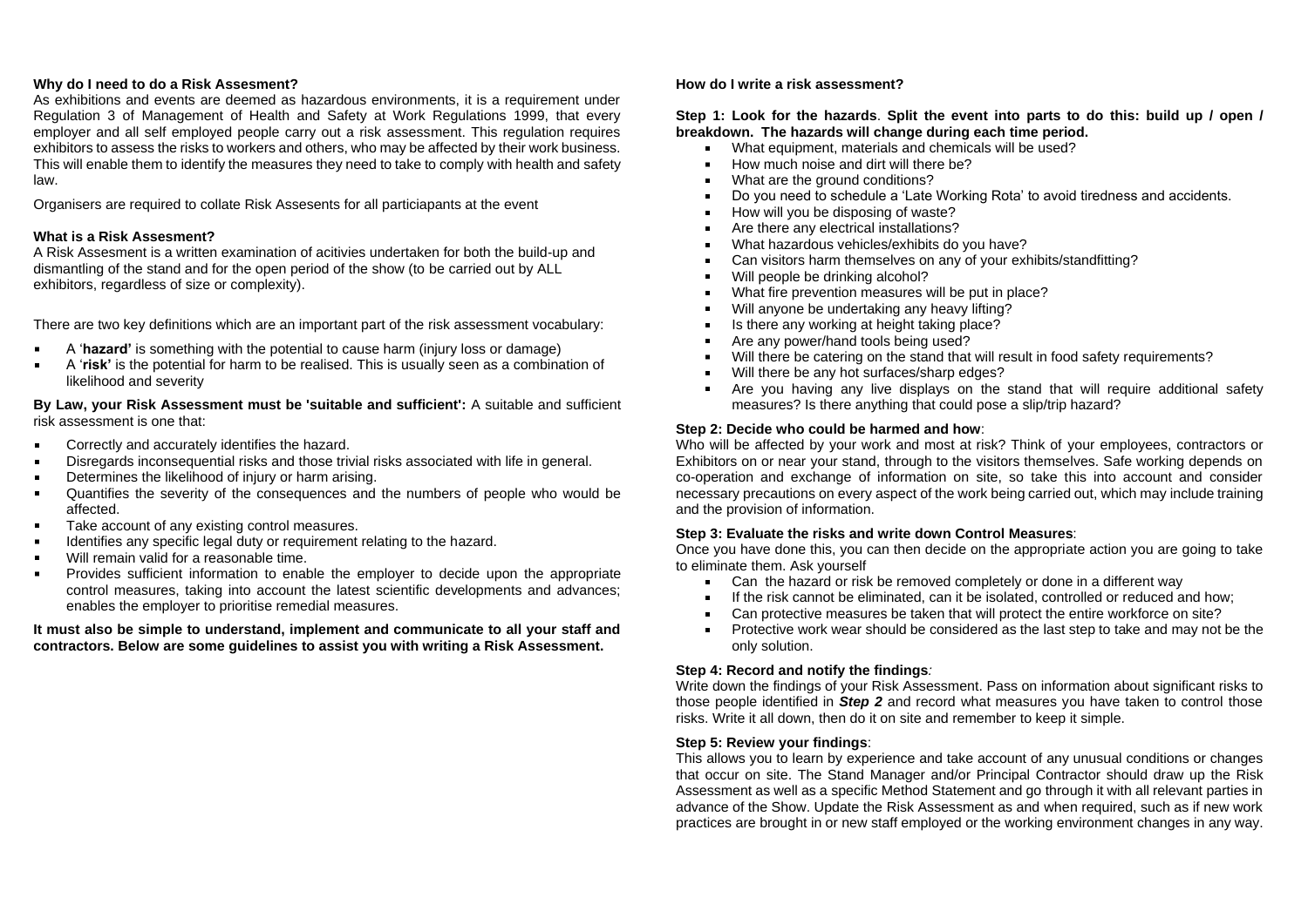**Why do I need to do a Risk Assesment?**

As exhibitions and events are deemed as hazardous environments, it is a requirement under Regulation 3 of Management of Health and Safety at Work Regulations 1999, that every employer and all self employed people carry out a risk assessment. This regulation requires exhibitors to assess the risks to workers and others, who may be affected by their work business. This will enable them to identify the measures they need to take to comply with health and safety law.

Organisers are required to collate Risk Assesents for all particiapants at the event

**What is a Risk Assesment?**

A Risk Assesment is a written examination of acitivies undertaken for both the build-up and dismantling of the stand and for the open period of the show (to be carried out by ALL exhibitors, regardless of size or complexity).

There are two key definitions which are an important part of the risk assessment vocabulary:

- A '**hazard**' is something with the potential to cause harm (injury loss or damage)
- A '**risk**' is the potential for harm to be realised. This is usually seen as a combination of likelihood and severity

**By Law, your Risk Assessment must be 'suitable and sufficient':** A suitable and sufficient risk assessment is one that:

- Correctly and accurately identifies the hazard.
- Disregards inconsequential risks and those trivial risks associated with life in general.
- Determines the likelihood of injury or harm arising.
- Quantifies the severity of the consequences and the numbers of people who would be affected.
- Take account of any existing control measures.
- Identifies any specific legal duty or requirement relating to the hazard.
- Will remain valid for a reasonable time.
- Provides sufficient information to enable the employer to decide upon the appropriate control measures, taking into account the latest scientific developments and advances; enables the employer to prioritise remedial measures.

**It must also be simple to understand, implement and communicate to all your staff and contractors. Below are some guidelines to assist you with writing a Risk Assessment.**

**How do I write a risk assessment?**

**Step 1: Look for the hazards**. **Split the event into parts to do this: build up / open / breakdown. The hazards will change during each time period.**

- What equipment, materials and chemicals will be used?
- How much noise and dirt will there be?
- What are the ground conditions?
- Do you need to schedule a 'Late Working Rota' to avoid tiredness and accidents.
- How will you be disposing of waste?
- Are there any electrical installations?
- What hazardous vehicles/exhibits do you have?
- Can visitors harm themselves on any of your exhibits/standfitting?
- Will people be drinking alcohol?
- What fire prevention measures will be put in place?
- Will anyone be undertaking any heavy lifting?
- Is there any working at height taking place?
- Are any power/hand tools being used?
- Will there be catering on the stand that will result in food safety requirements?
- Will there be any hot surfaces/sharp edges?
- Are you having any live displays on the stand that will require additional safety measures? Is there anything that could pose a slip/trip hazard?

**Step 2: Decide who could be harmed and how**:

Who will be affected by your work and most at risk? Think of your employees, contractors or Exhibitors on or near your stand, through to the visitors themselves. Safe working depends on co-operation and exchange of information on site, so take this into account and consider necessary precautions on every aspect of the work being carried out, which may include training and the provision of information.

**Step 3: Evaluate the risks and write down Control Measures**:

Once you have done this, you can then decide on the appropriate action you are going to take to eliminate them. Ask yourself

- Can the hazard or risk be removed completely or done in a different way
- If the risk cannot be eliminated, can it be isolated, controlled or reduced and how;
- Can protective measures be taken that will protect the entire workforce on site?
- Protective work wear should be considered as the last step to take and may not be the only solution.

**Step 4: Record and notify the findings***:*

Write down the findings of your Risk Assessment. Pass on information about significant risks to those people identified in ***Step 2*** and record what measures you have taken to control those risks. Write it all down, then do it on site and remember to keep it simple.

**Step 5: Review your findings**:

This allows you to learn by experience and take account of any unusual conditions or changes that occur on site. The Stand Manager and/or Principal Contractor should draw up the Risk Assessment as well as a specific Method Statement and go through it with all relevant parties in advance of the Show. Update the Risk Assessment as and when required, such as if new work practices are brought in or new staff employed or the working environment changes in any way.